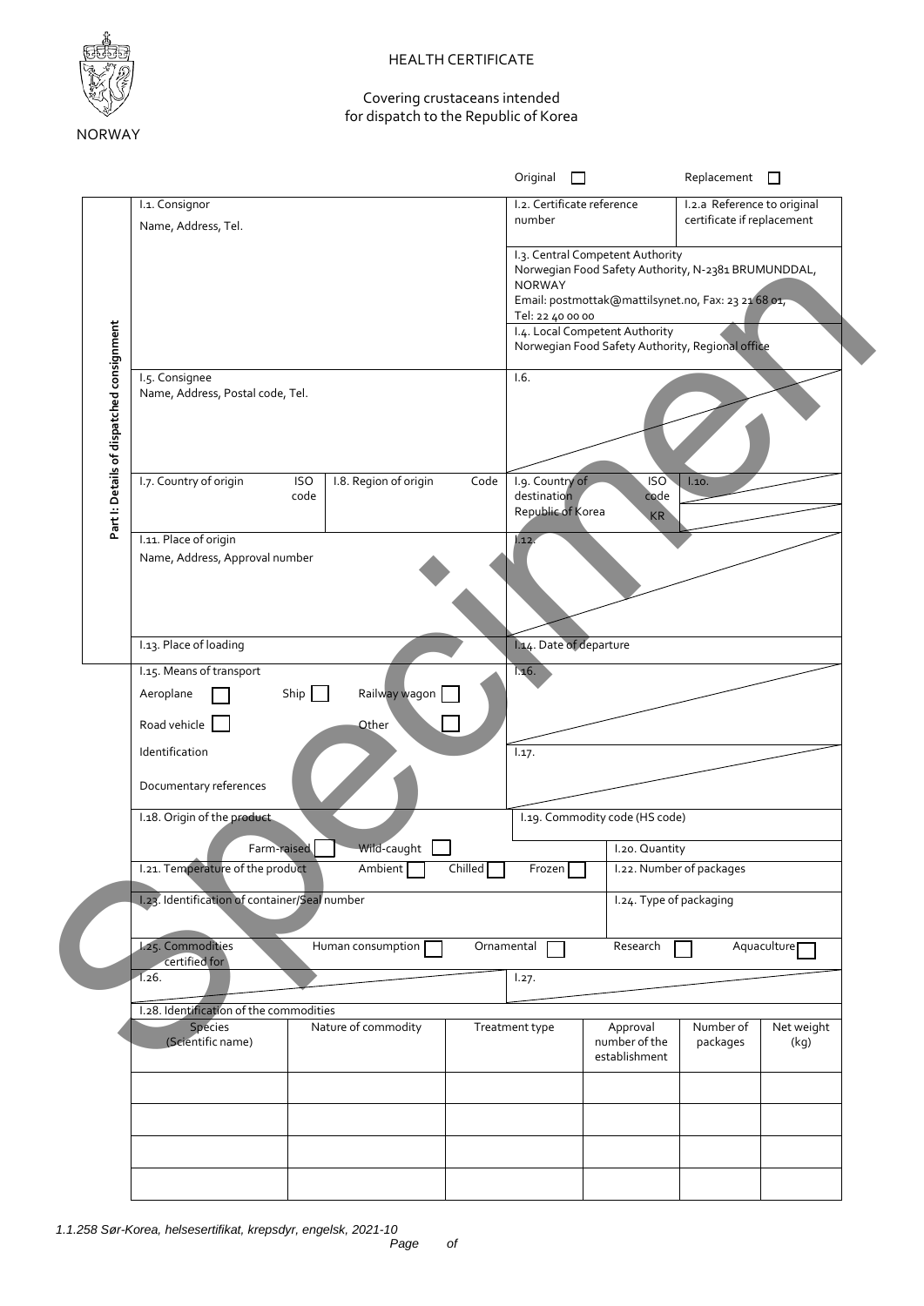NORWAY

# HEALTH CERTIFICATE

Covering crustaceans intended for dispatch to the Republic of Korea

Original ☐ Replacement ☐

**Part I: Details of dispatched consignment**

| | |
|---|---|
| I.1. Consignor<br>Name, Address, Tel. | I.2. Certificate reference number<br>I.2.a Reference to original certificate if replacement |
| | I.3. Central Competent Authority<br>Norwegian Food Safety Authority, N-2381 BRUMUNDDAL, NORWAY<br>Email: postmottak@mattilsynet.no, Fax: 23 21 68 01, Tel: 22 40 00 00 |
| | I.4. Local Competent Authority<br>Norwegian Food Safety Authority, Regional office |
| I.5. Consignee<br>Name, Address, Postal code, Tel. | I.6. |
| I.7. Country of origin ISO code \| I.8. Region of origin Code | I.9. Country of destination ISO code<br>Republic of Korea KR \| I.10. |
| I.11. Place of origin<br>Name, Address, Approval number | I.12. |
| I.13. Place of loading | I.14. Date of departure |
| I.15. Means of transport<br>Aeroplane ☐ Ship ☐ Railway wagon ☐<br>Road vehicle ☐ Other ☐<br>Identification<br>Documentary references | I.16. |
| | I.17. |
| I.18. Origin of the product<br>Farm-raised ☐ Wild-caught ☐ | I.19. Commodity code (HS code)<br>I.20. Quantity |
| I.21. Temperature of the product Ambient ☐ Chilled ☐ Frozen ☐ | I.22. Number of packages |
| I.23. Identification of container/Seal number | I.24. Type of packaging |
| I.25. Commodities certified for Human consumption ☐ Ornamental ☐ Research ☐ Aquaculture ☐ | |
| I.26. | I.27. |

I.28. Identification of the commodities

| Species (Scientific name) | Nature of commodity | Treatment type | Approval number of the establishment | Number of packages | Net weight (kg) |
|---|---|---|---|---|---|
| | | | | | |
| | | | | | |
| | | | | | |
| | | | | | |

*1.1.258 Sør-Korea, helsesertifikat, krepsdyr, engelsk, 2021-10*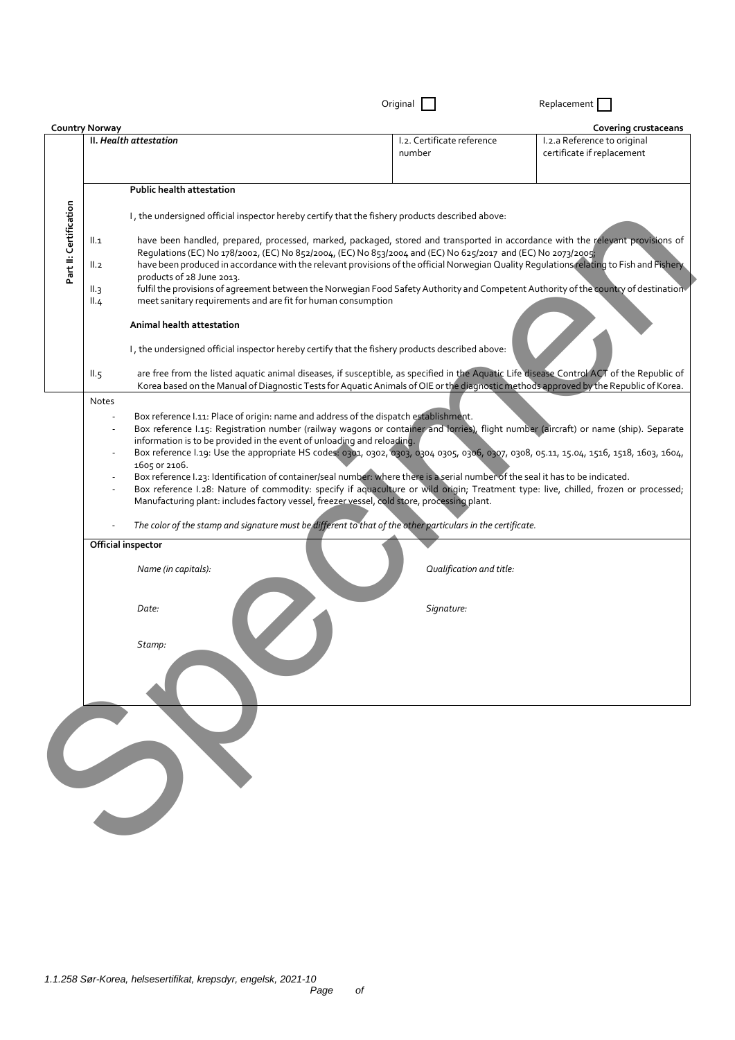Original ☐ Replacement ☐

**Country Norway** **Covering crustaceans**

**Part II: Certification**

| II. *Health attestation* | I.2. Certificate reference number | I.2.a Reference to original certificate if replacement |
|---|---|---|

**Public health attestation**

I , the undersigned official inspector hereby certify that the fishery products described above:

II.1 have been handled, prepared, processed, marked, packaged, stored and transported in accordance with the relevant provisions of Regulations (EC) No 178/2002, (EC) No 852/2004, (EC) No 853/2004 and (EC) No 625/2017 and (EC) No 2073/2005;

II.2 have been produced in accordance with the relevant provisions of the official Norwegian Quality Regulations relating to Fish and Fishery products of 28 June 2013.

II.3 fulfil the provisions of agreement between the Norwegian Food Safety Authority and Competent Authority of the country of destination

II.4 meet sanitary requirements and are fit for human consumption

**Animal health attestation**

I , the undersigned official inspector hereby certify that the fishery products described above:

II.5 are free from the listed aquatic animal diseases, if susceptible, as specified in the Aquatic Life disease Control ACT of the Republic of Korea based on the Manual of Diagnostic Tests for Aquatic Animals of OIE or the diagnostic methods approved by the Republic of Korea.

Notes

- Box reference I.11: Place of origin: name and address of the dispatch establishment.
- Box reference I.15: Registration number (railway wagons or container and lorries), flight number (aircraft) or name (ship). Separate information is to be provided in the event of unloading and reloading.
- Box reference I.19: Use the appropriate HS codes: 0301, 0302, 0303, 0304 0305, 0306, 0307, 0308, 05.11, 15.04, 1516, 1518, 1603, 1604, 1605 or 2106.
- Box reference I.23: Identification of container/seal number: where there is a serial number of the seal it has to be indicated.
- Box reference I.28: Nature of commodity: specify if aquaculture or wild origin; Treatment type: live, chilled, frozen or processed; Manufacturing plant: includes factory vessel, freezer vessel, cold store, processing plant.
- *The color of the stamp and signature must be different to that of the other particulars in the certificate.*

**Official inspector**

*Name (in capitals):* *Qualification and title:*

*Date:* *Signature:*

*Stamp:*

Specimen

*1.1.258 Sør-Korea, helsesertifikat, krepsdyr, engelsk, 2021-10*